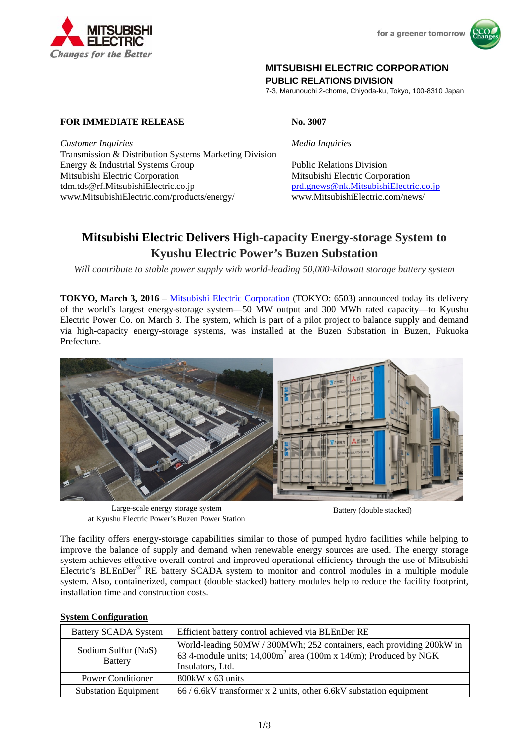**MITSUBISHI ELECTRIC CORPORATION**
**PUBLIC RELATIONS DIVISION**
7-3, Marunouchi 2-chome, Chiyoda-ku, Tokyo, 100-8310 Japan

**FOR IMMEDIATE RELEASE**

**No. 3007**

*Customer Inquiries*
Transmission & Distribution Systems Marketing Division
Energy & Industrial Systems Group
Mitsubishi Electric Corporation
tdm.tds@rf.MitsubishiElectric.co.jp
www.MitsubishiElectric.com/products/energy/

*Media Inquiries*

Public Relations Division
Mitsubishi Electric Corporation
prd.gnews@nk.MitsubishiElectric.co.jp
www.MitsubishiElectric.com/news/

# Mitsubishi Electric Delivers High-capacity Energy-storage System to Kyushu Electric Power's Buzen Substation

*Will contribute to stable power supply with world-leading 50,000-kilowatt storage battery system*

**TOKYO, March 3, 2016** – Mitsubishi Electric Corporation (TOKYO: 6503) announced today its delivery of the world's largest energy-storage system—50 MW output and 300 MWh rated capacity—to Kyushu Electric Power Co. on March 3. The system, which is part of a pilot project to balance supply and demand via high-capacity energy-storage systems, was installed at the Buzen Substation in Buzen, Fukuoka Prefecture.

Large-scale energy storage system at Kyushu Electric Power's Buzen Power Station

Battery (double stacked)

The facility offers energy-storage capabilities similar to those of pumped hydro facilities while helping to improve the balance of supply and demand when renewable energy sources are used. The energy storage system achieves effective overall control and improved operational efficiency through the use of Mitsubishi Electric's BLEnDer® RE battery SCADA system to monitor and control modules in a multiple module system. Also, containerized, compact (double stacked) battery modules help to reduce the facility footprint, installation time and construction costs.

**System Configuration**

| | |
|---|---|
| Battery SCADA System | Efficient battery control achieved via BLEnDer RE |
| Sodium Sulfur (NaS) Battery | World-leading 50MW / 300MWh; 252 containers, each providing 200kW in 63 4-module units; 14,000m$^2$ area (100m x 140m); Produced by NGK Insulators, Ltd. |
| Power Conditioner | 800kW x 63 units |
| Substation Equipment | 66 / 6.6kV transformer x 2 units, other 6.6kV substation equipment |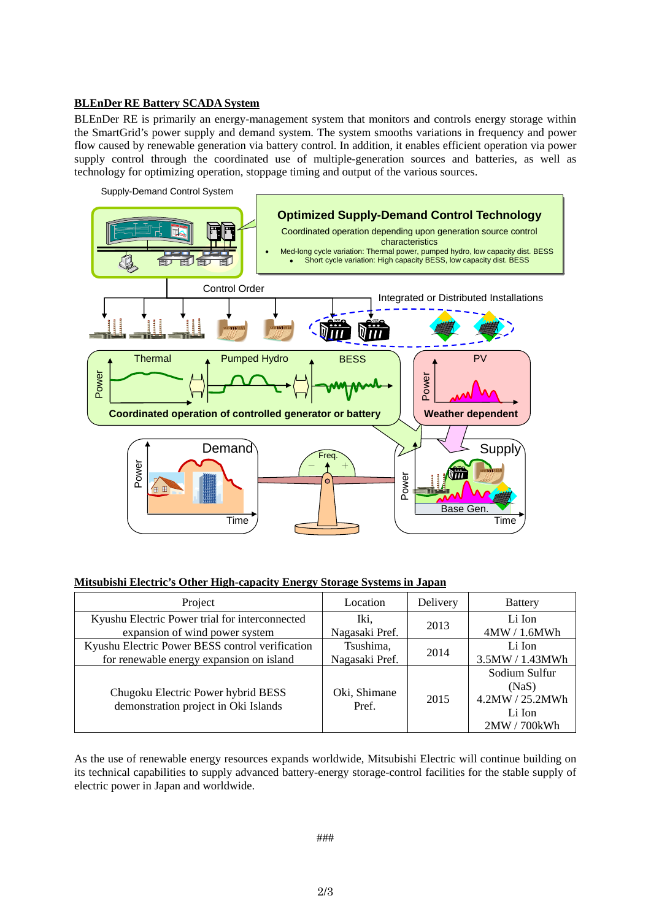**BLEnDer RE Battery SCADA System**

BLEnDer RE is primarily an energy-management system that monitors and controls energy storage within the SmartGrid's power supply and demand system. The system smooths variations in frequency and power flow caused by renewable generation via battery control. In addition, it enables efficient operation via power supply control through the coordinated use of multiple-generation sources and batteries, as well as technology for optimizing operation, stoppage timing and output of the various sources.

**Mitsubishi Electric's Other High-capacity Energy Storage Systems in Japan**

| Project | Location | Delivery | Battery |
|---|---|---|---|
| Kyushu Electric Power trial for interconnected expansion of wind power system | Iki, Nagasaki Pref. | 2013 | Li Ion 4MW / 1.6MWh |
| Kyushu Electric Power BESS control verification for renewable energy expansion on island | Tsushima, Nagasaki Pref. | 2014 | Li Ion 3.5MW / 1.43MWh |
| Chugoku Electric Power hybrid BESS demonstration project in Oki Islands | Oki, Shimane Pref. | 2015 | Sodium Sulfur (NaS) 4.2MW / 25.2MWh Li Ion 2MW / 700kWh |

As the use of renewable energy resources expands worldwide, Mitsubishi Electric will continue building on its technical capabilities to supply advanced battery-energy storage-control facilities for the stable supply of electric power in Japan and worldwide.

###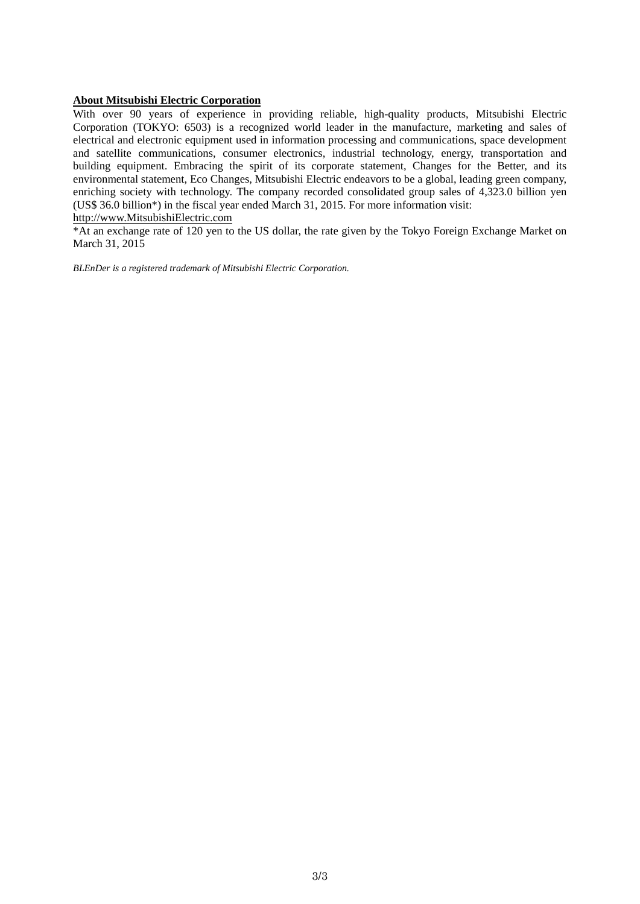**About Mitsubishi Electric Corporation**

With over 90 years of experience in providing reliable, high-quality products, Mitsubishi Electric Corporation (TOKYO: 6503) is a recognized world leader in the manufacture, marketing and sales of electrical and electronic equipment used in information processing and communications, space development and satellite communications, consumer electronics, industrial technology, energy, transportation and building equipment. Embracing the spirit of its corporate statement, Changes for the Better, and its environmental statement, Eco Changes, Mitsubishi Electric endeavors to be a global, leading green company, enriching society with technology. The company recorded consolidated group sales of 4,323.0 billion yen (US$ 36.0 billion*) in the fiscal year ended March 31, 2015. For more information visit: http://www.MitsubishiElectric.com

*At an exchange rate of 120 yen to the US dollar, the rate given by the Tokyo Foreign Exchange Market on March 31, 2015

*BLEnDer is a registered trademark of Mitsubishi Electric Corporation.*